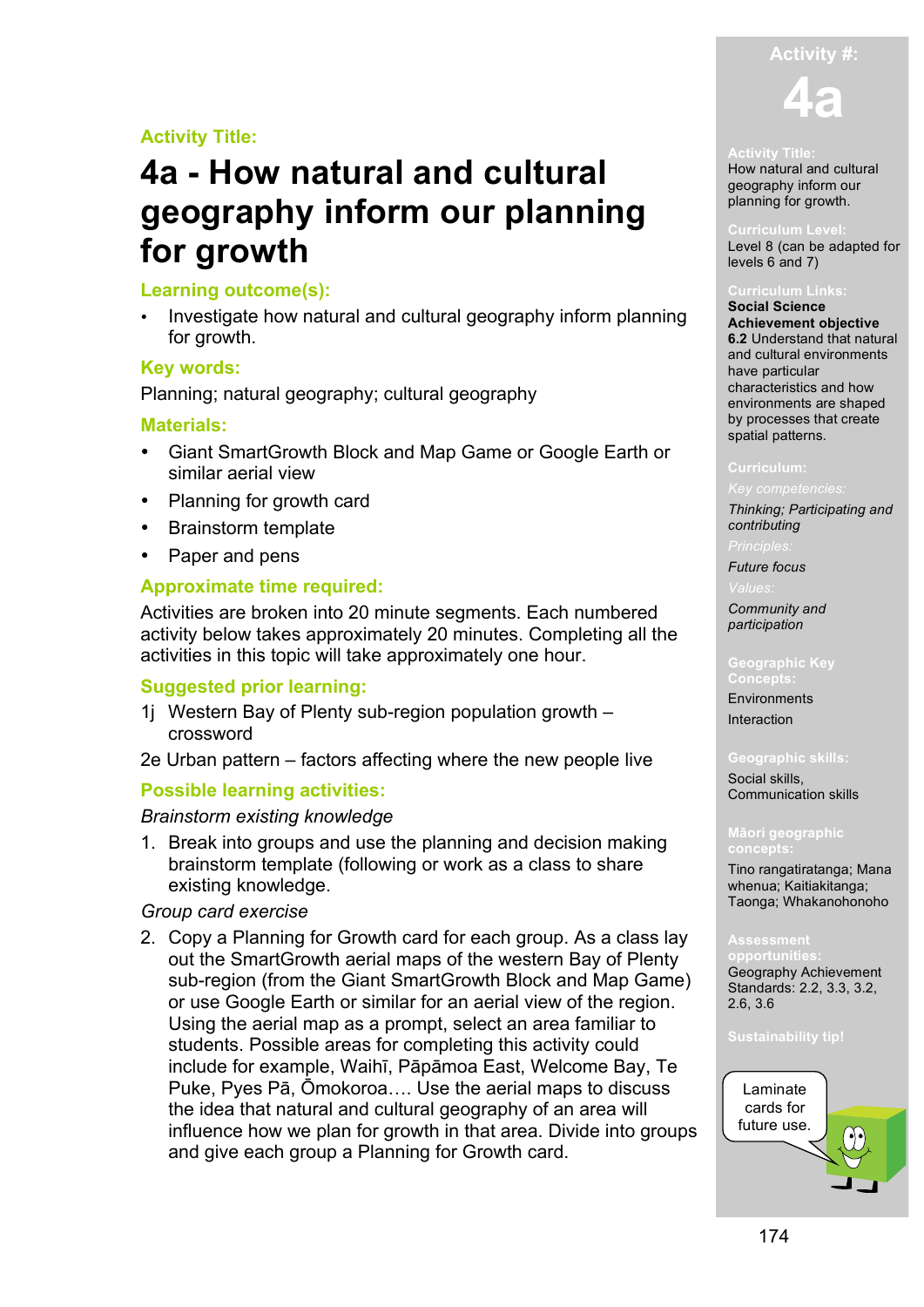Activity Title:

# 4a - How natural and cultural geography inform our planning for growth

## Learning outcome(s):

- Investigate how natural and cultural geography inform planning for growth.

## Key words:

Planning; natural geography; cultural geography

## Materials:

- Giant SmartGrowth Block and Map Game or Google Earth or similar aerial view
- Planning for growth card
- Brainstorm template
- Paper and pens

## Approximate time required:

Activities are broken into 20 minute segments. Each numbered activity below takes approximately 20 minutes. Completing all the activities in this topic will take approximately one hour.

## Suggested prior learning:

1j Western Bay of Plenty sub-region population growth – crossword

2e Urban pattern – factors affecting where the new people live

## Possible learning activities:

*Brainstorm existing knowledge*

1. Break into groups and use the planning and decision making brainstorm template (following or work as a class to share existing knowledge.

*Group card exercise*

2. Copy a Planning for Growth card for each group. As a class lay out the SmartGrowth aerial maps of the western Bay of Plenty sub-region (from the Giant SmartGrowth Block and Map Game) or use Google Earth or similar for an aerial view of the region. Using the aerial map as a prompt, select an area familiar to students. Possible areas for completing this activity could include for example, Waihī, Pāpāmoa East, Welcome Bay, Te Puke, Pyes Pā, Ōmokoroa…. Use the aerial maps to discuss the idea that natural and cultural geography of an area will influence how we plan for growth in that area. Divide into groups and give each group a Planning for Growth card.

---

**Activity #:** 4a

**Activity Title:** How natural and cultural geography inform our planning for growth.

**Curriculum Level:** Level 8 (can be adapted for levels 6 and 7)

**Curriculum Links:**
**Social Science**
**Achievement objective**
**6.2** Understand that natural and cultural environments have particular characteristics and how environments are shaped by processes that create spatial patterns.

**Curriculum:**

*Key competencies:*
*Thinking; Participating and contributing*

*Principles:*
*Future focus*

*Values:*
*Community and participation*

**Geographic Key Concepts:**
Environments
Interaction

**Geographic skills:**
Social skills,
Communication skills

**Māori geographic concepts:**
Tino rangatiratanga; Mana whenua; Kaitiakitanga; Taonga; Whakanohonoho

**Assessment opportunities:**
Geography Achievement Standards: 2.2, 3.3, 3.2, 2.6, 3.6

**Sustainability tip!**
Laminate cards for future use.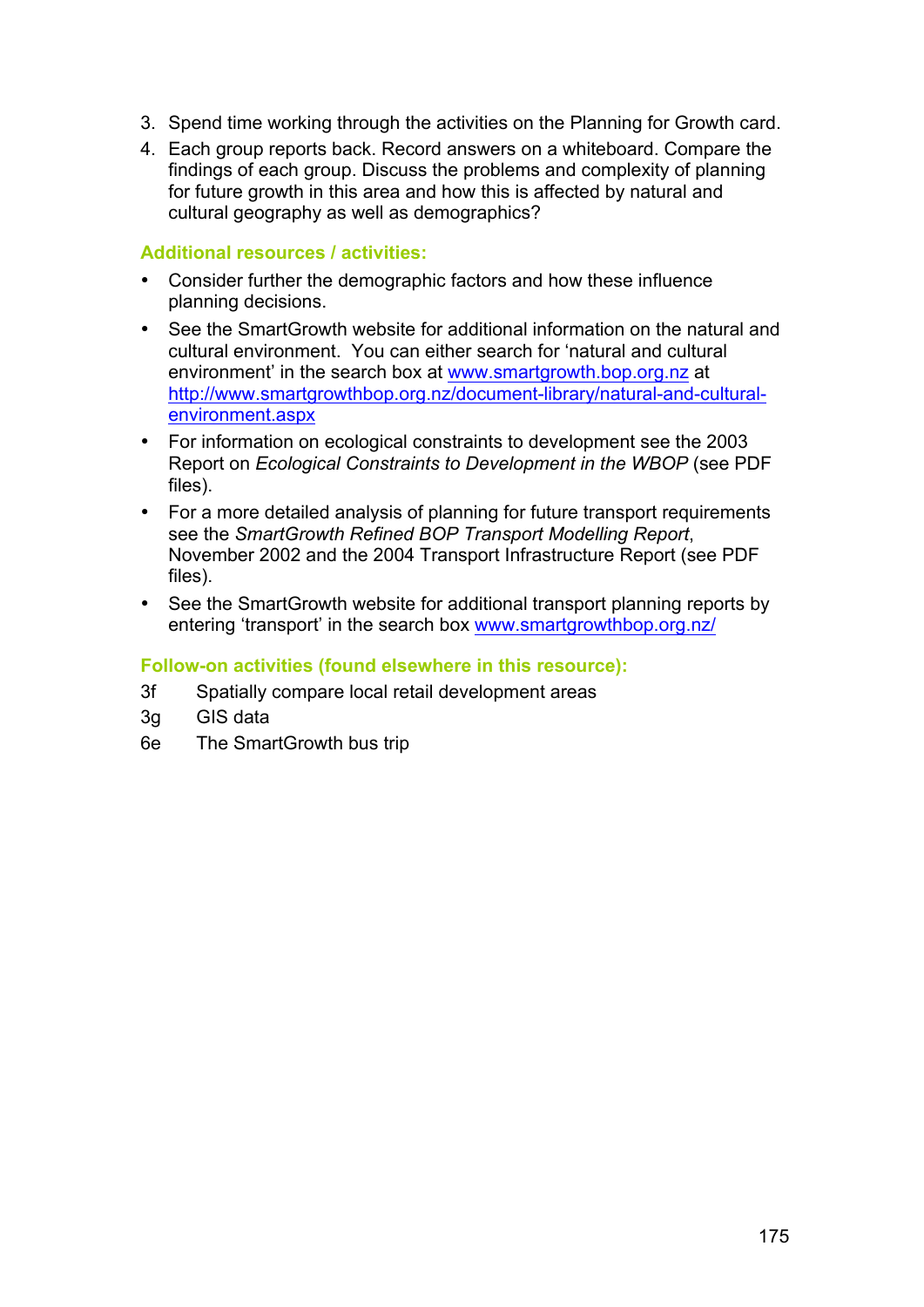3. Spend time working through the activities on the Planning for Growth card.
4. Each group reports back. Record answers on a whiteboard. Compare the findings of each group. Discuss the problems and complexity of planning for future growth in this area and how this is affected by natural and cultural geography as well as demographics?

### Additional resources / activities:

- Consider further the demographic factors and how these influence planning decisions.
- See the SmartGrowth website for additional information on the natural and cultural environment. You can either search for 'natural and cultural environment' in the search box at [www.smartgrowth.bop.org.nz](http://www.smartgrowth.bop.org.nz) at [http://www.smartgrowthbop.org.nz/document-library/natural-and-cultural-environment.aspx](http://www.smartgrowthbop.org.nz/document-library/natural-and-cultural-environment.aspx)
- For information on ecological constraints to development see the 2003 Report on *Ecological Constraints to Development in the WBOP* (see PDF files).
- For a more detailed analysis of planning for future transport requirements see the *SmartGrowth Refined BOP Transport Modelling Report*, November 2002 and the 2004 Transport Infrastructure Report (see PDF files).
- See the SmartGrowth website for additional transport planning reports by entering 'transport' in the search box [www.smartgrowthbop.org.nz/](http://www.smartgrowthbop.org.nz/)

### Follow-on activities (found elsewhere in this resource):

3f Spatially compare local retail development areas

3g GIS data

6e The SmartGrowth bus trip